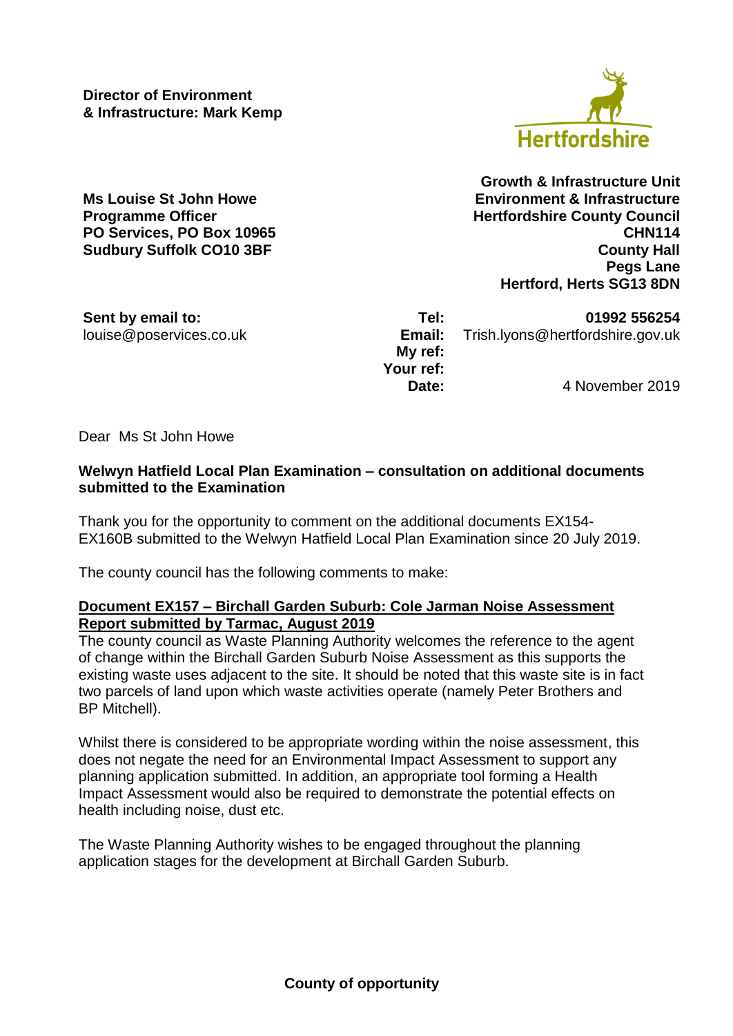**Director of Environment & Infrastructure: Mark Kemp**

Hertfordshire

**Ms Louise St John Howe**
**Programme Officer**
**PO Services, PO Box 10965**
**Sudbury Suffolk CO10 3BF**

**Growth & Infrastructure Unit**
**Environment & Infrastructure**
**Hertfordshire County Council**
**CHN114**
**County Hall**
**Pegs Lane**
**Hertford, Herts SG13 8DN**

**Sent by email to:**
louise@poservices.co.uk

**Tel:** **01992 556254**
**Email:** Trish.lyons@hertfordshire.gov.uk
**My ref:**
**Your ref:**
**Date:** 4 November 2019

Dear Ms St John Howe

**Welwyn Hatfield Local Plan Examination – consultation on additional documents submitted to the Examination**

Thank you for the opportunity to comment on the additional documents EX154-EX160B submitted to the Welwyn Hatfield Local Plan Examination since 20 July 2019.

The county council has the following comments to make:

**Document EX157 – Birchall Garden Suburb: Cole Jarman Noise Assessment Report submitted by Tarmac, August 2019**

The county council as Waste Planning Authority welcomes the reference to the agent of change within the Birchall Garden Suburb Noise Assessment as this supports the existing waste uses adjacent to the site. It should be noted that this waste site is in fact two parcels of land upon which waste activities operate (namely Peter Brothers and BP Mitchell).

Whilst there is considered to be appropriate wording within the noise assessment, this does not negate the need for an Environmental Impact Assessment to support any planning application submitted. In addition, an appropriate tool forming a Health Impact Assessment would also be required to demonstrate the potential effects on health including noise, dust etc.

The Waste Planning Authority wishes to be engaged throughout the planning application stages for the development at Birchall Garden Suburb.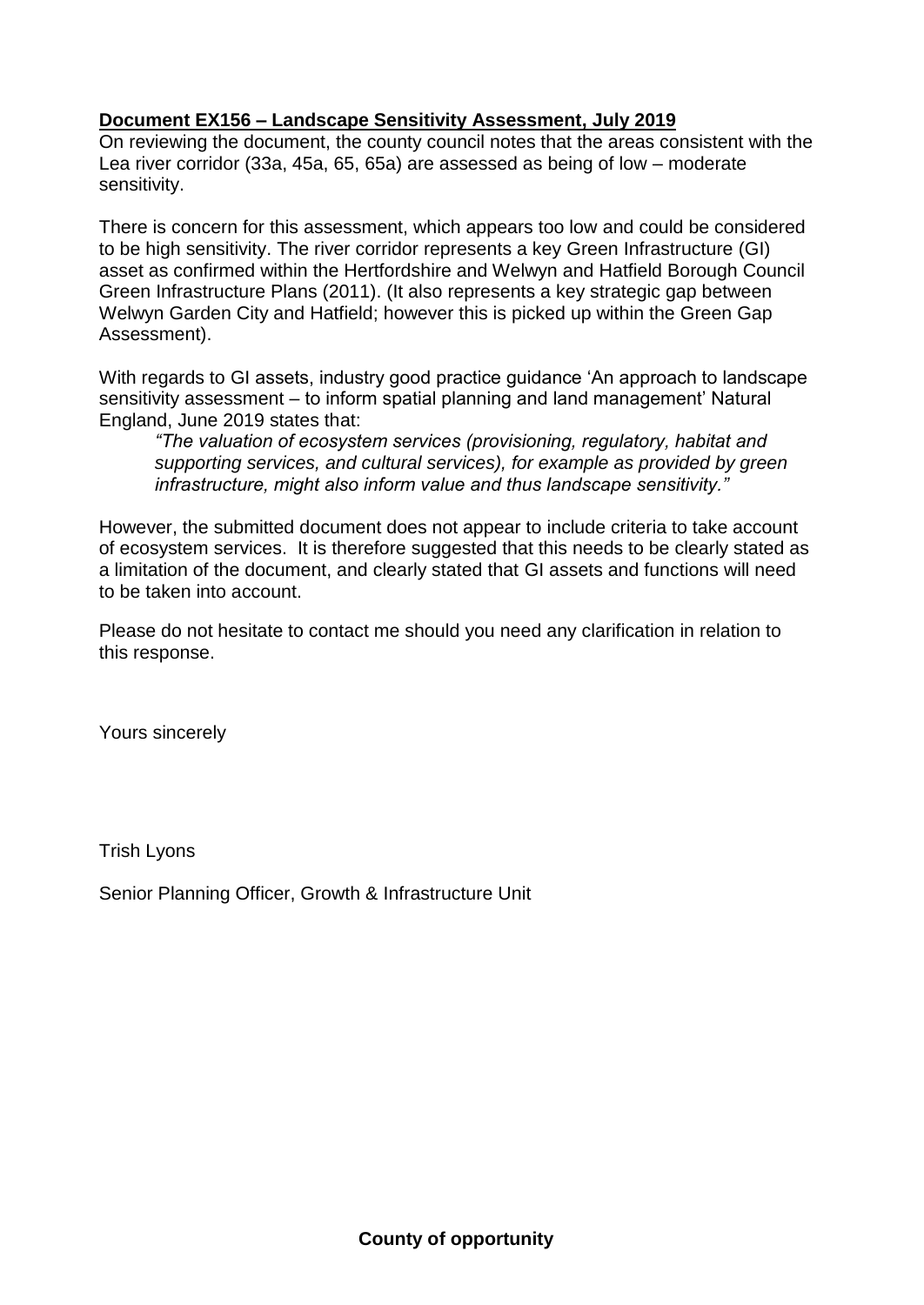**<u>Document EX156 – Landscape Sensitivity Assessment, July 2019</u>**

On reviewing the document, the county council notes that the areas consistent with the Lea river corridor (33a, 45a, 65, 65a) are assessed as being of low – moderate sensitivity.

There is concern for this assessment, which appears too low and could be considered to be high sensitivity. The river corridor represents a key Green Infrastructure (GI) asset as confirmed within the Hertfordshire and Welwyn and Hatfield Borough Council Green Infrastructure Plans (2011). (It also represents a key strategic gap between Welwyn Garden City and Hatfield; however this is picked up within the Green Gap Assessment).

With regards to GI assets, industry good practice guidance 'An approach to landscape sensitivity assessment – to inform spatial planning and land management' Natural England, June 2019 states that:

> *"The valuation of ecosystem services (provisioning, regulatory, habitat and supporting services, and cultural services), for example as provided by green infrastructure, might also inform value and thus landscape sensitivity."*

However, the submitted document does not appear to include criteria to take account of ecosystem services. It is therefore suggested that this needs to be clearly stated as a limitation of the document, and clearly stated that GI assets and functions will need to be taken into account.

Please do not hesitate to contact me should you need any clarification in relation to this response.

Yours sincerely

Trish Lyons

Senior Planning Officer, Growth & Infrastructure Unit

**County of opportunity**